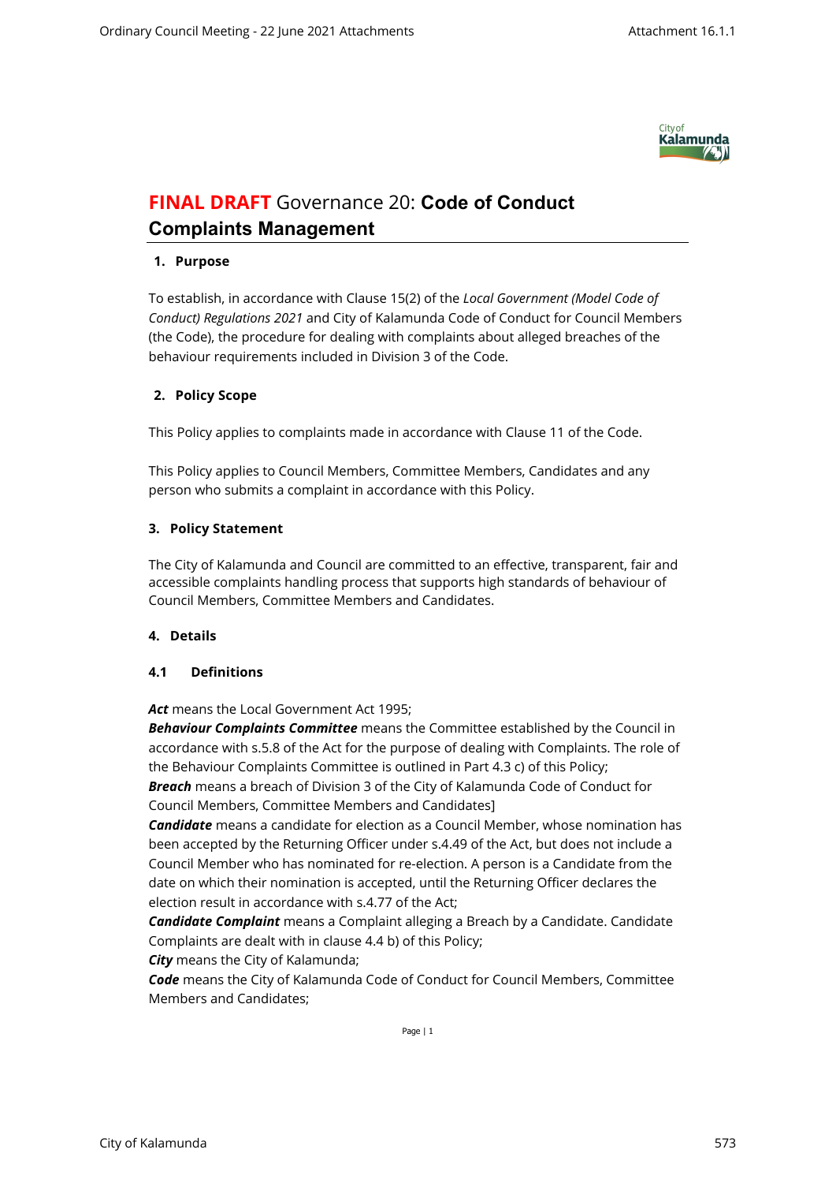# **FINAL DRAFT** Governance 20: **Code of Conduct Complaints Management**

## 1. Purpose

To establish, in accordance with Clause 15(2) of the *Local Government (Model Code of Conduct) Regulations 2021* and City of Kalamunda Code of Conduct for Council Members (the Code), the procedure for dealing with complaints about alleged breaches of the behaviour requirements included in Division 3 of the Code.

## 2. Policy Scope

This Policy applies to complaints made in accordance with Clause 11 of the Code.

This Policy applies to Council Members, Committee Members, Candidates and any person who submits a complaint in accordance with this Policy.

## 3. Policy Statement

The City of Kalamunda and Council are committed to an effective, transparent, fair and accessible complaints handling process that supports high standards of behaviour of Council Members, Committee Members and Candidates.

## 4. Details

### 4.1 Definitions

***Act*** means the Local Government Act 1995;
***Behaviour Complaints Committee*** means the Committee established by the Council in accordance with s.5.8 of the Act for the purpose of dealing with Complaints. The role of the Behaviour Complaints Committee is outlined in Part 4.3 c) of this Policy;
***Breach*** means a breach of Division 3 of the City of Kalamunda Code of Conduct for Council Members, Committee Members and Candidates]
***Candidate*** means a candidate for election as a Council Member, whose nomination has been accepted by the Returning Officer under s.4.49 of the Act, but does not include a Council Member who has nominated for re-election. A person is a Candidate from the date on which their nomination is accepted, until the Returning Officer declares the election result in accordance with s.4.77 of the Act;
***Candidate Complaint*** means a Complaint alleging a Breach by a Candidate. Candidate Complaints are dealt with in clause 4.4 b) of this Policy;
***City*** means the City of Kalamunda;
***Code*** means the City of Kalamunda Code of Conduct for Council Members, Committee Members and Candidates;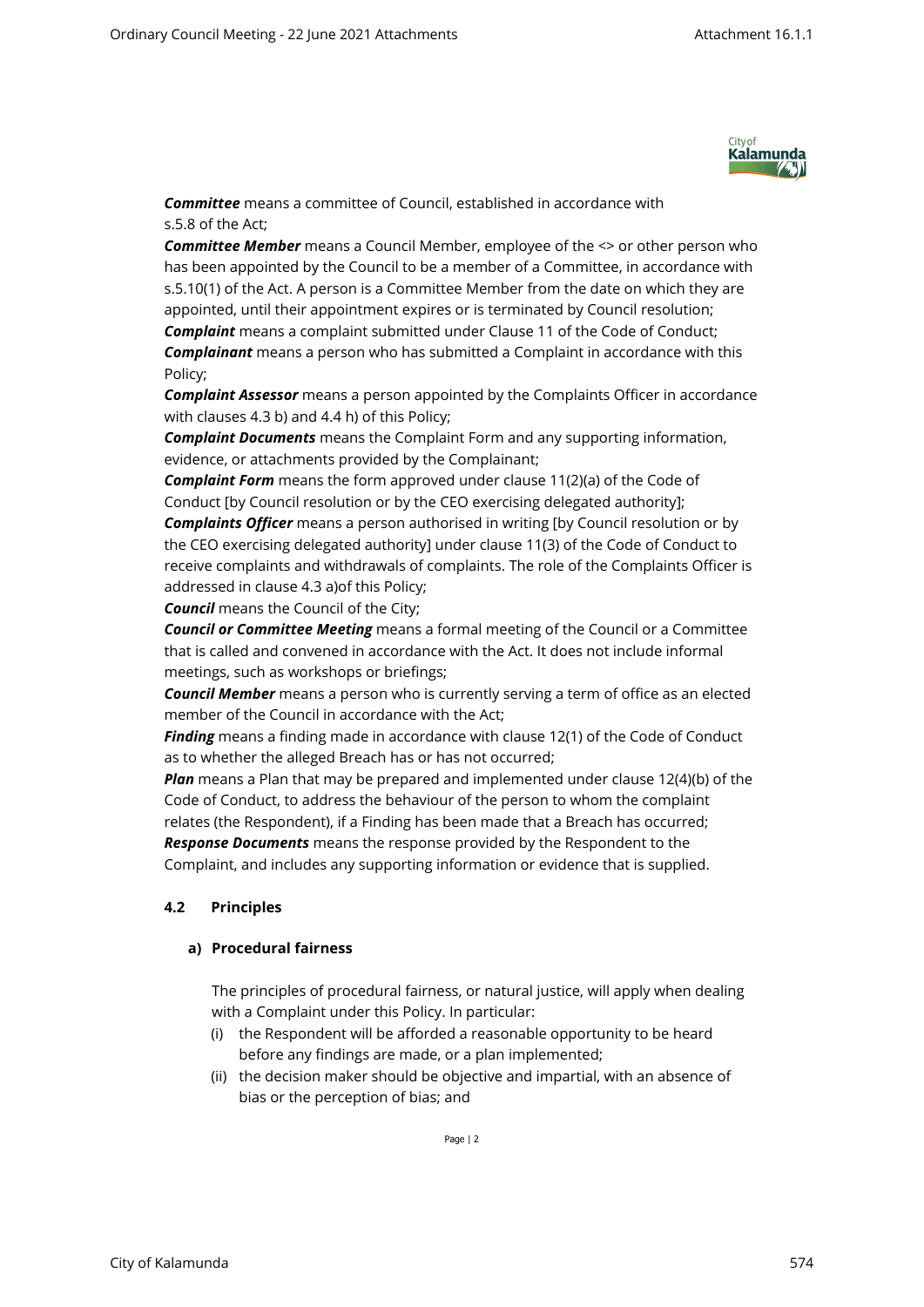***Committee*** means a committee of Council, established in accordance with s.5.8 of the Act;

***Committee Member*** means a Council Member, employee of the <> or other person who has been appointed by the Council to be a member of a Committee, in accordance with s.5.10(1) of the Act. A person is a Committee Member from the date on which they are appointed, until their appointment expires or is terminated by Council resolution;

***Complaint*** means a complaint submitted under Clause 11 of the Code of Conduct;

***Complainant*** means a person who has submitted a Complaint in accordance with this Policy;

***Complaint Assessor*** means a person appointed by the Complaints Officer in accordance with clauses 4.3 b) and 4.4 h) of this Policy;

***Complaint Documents*** means the Complaint Form and any supporting information, evidence, or attachments provided by the Complainant;

***Complaint Form*** means the form approved under clause 11(2)(a) of the Code of Conduct [by Council resolution or by the CEO exercising delegated authority];

***Complaints Officer*** means a person authorised in writing [by Council resolution or by the CEO exercising delegated authority] under clause 11(3) of the Code of Conduct to receive complaints and withdrawals of complaints. The role of the Complaints Officer is addressed in clause 4.3 a)of this Policy;

***Council*** means the Council of the City;

***Council or Committee Meeting*** means a formal meeting of the Council or a Committee that is called and convened in accordance with the Act. It does not include informal meetings, such as workshops or briefings;

***Council Member*** means a person who is currently serving a term of office as an elected member of the Council in accordance with the Act;

***Finding*** means a finding made in accordance with clause 12(1) of the Code of Conduct as to whether the alleged Breach has or has not occurred;

***Plan*** means a Plan that may be prepared and implemented under clause 12(4)(b) of the Code of Conduct, to address the behaviour of the person to whom the complaint relates (the Respondent), if a Finding has been made that a Breach has occurred;

***Response Documents*** means the response provided by the Respondent to the Complaint, and includes any supporting information or evidence that is supplied.

### 4.2 Principles

#### a) Procedural fairness

The principles of procedural fairness, or natural justice, will apply when dealing with a Complaint under this Policy. In particular:

(i) the Respondent will be afforded a reasonable opportunity to be heard before any findings are made, or a plan implemented;

(ii) the decision maker should be objective and impartial, with an absence of bias or the perception of bias; and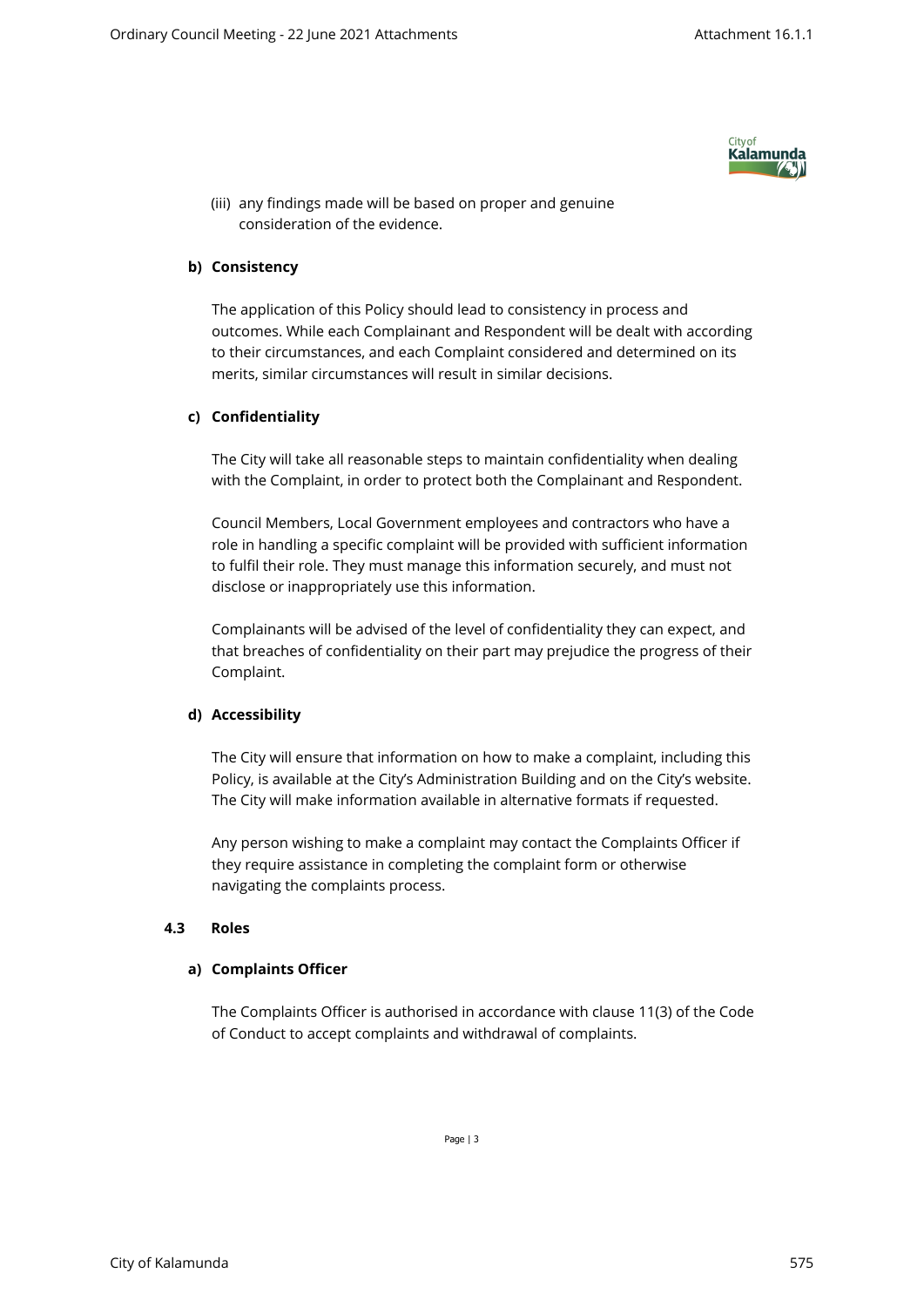(iii) any findings made will be based on proper and genuine consideration of the evidence.

**b) Consistency**

The application of this Policy should lead to consistency in process and outcomes. While each Complainant and Respondent will be dealt with according to their circumstances, and each Complaint considered and determined on its merits, similar circumstances will result in similar decisions.

**c) Confidentiality**

The City will take all reasonable steps to maintain confidentiality when dealing with the Complaint, in order to protect both the Complainant and Respondent.

Council Members, Local Government employees and contractors who have a role in handling a specific complaint will be provided with sufficient information to fulfil their role. They must manage this information securely, and must not disclose or inappropriately use this information.

Complainants will be advised of the level of confidentiality they can expect, and that breaches of confidentiality on their part may prejudice the progress of their Complaint.

**d) Accessibility**

The City will ensure that information on how to make a complaint, including this Policy, is available at the City's Administration Building and on the City's website. The City will make information available in alternative formats if requested.

Any person wishing to make a complaint may contact the Complaints Officer if they require assistance in completing the complaint form or otherwise navigating the complaints process.

**4.3 Roles**

**a) Complaints Officer**

The Complaints Officer is authorised in accordance with clause 11(3) of the Code of Conduct to accept complaints and withdrawal of complaints.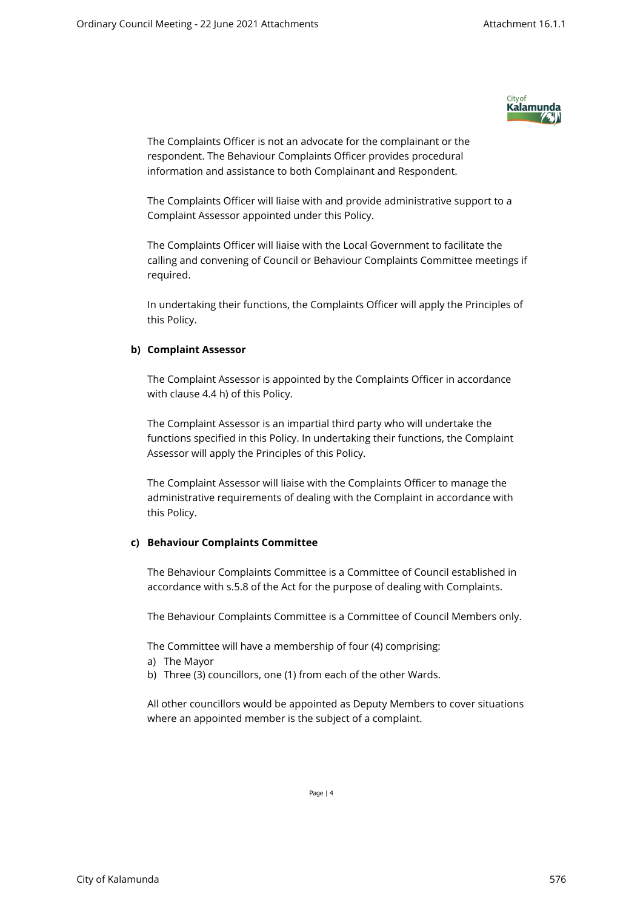The Complaints Officer is not an advocate for the complainant or the respondent. The Behaviour Complaints Officer provides procedural information and assistance to both Complainant and Respondent.

The Complaints Officer will liaise with and provide administrative support to a Complaint Assessor appointed under this Policy.

The Complaints Officer will liaise with the Local Government to facilitate the calling and convening of Council or Behaviour Complaints Committee meetings if required.

In undertaking their functions, the Complaints Officer will apply the Principles of this Policy.

**b) Complaint Assessor**

The Complaint Assessor is appointed by the Complaints Officer in accordance with clause 4.4 h) of this Policy.

The Complaint Assessor is an impartial third party who will undertake the functions specified in this Policy. In undertaking their functions, the Complaint Assessor will apply the Principles of this Policy.

The Complaint Assessor will liaise with the Complaints Officer to manage the administrative requirements of dealing with the Complaint in accordance with this Policy.

**c) Behaviour Complaints Committee**

The Behaviour Complaints Committee is a Committee of Council established in accordance with s.5.8 of the Act for the purpose of dealing with Complaints.

The Behaviour Complaints Committee is a Committee of Council Members only.

The Committee will have a membership of four (4) comprising:

a) The Mayor
b) Three (3) councillors, one (1) from each of the other Wards.

All other councillors would be appointed as Deputy Members to cover situations where an appointed member is the subject of a complaint.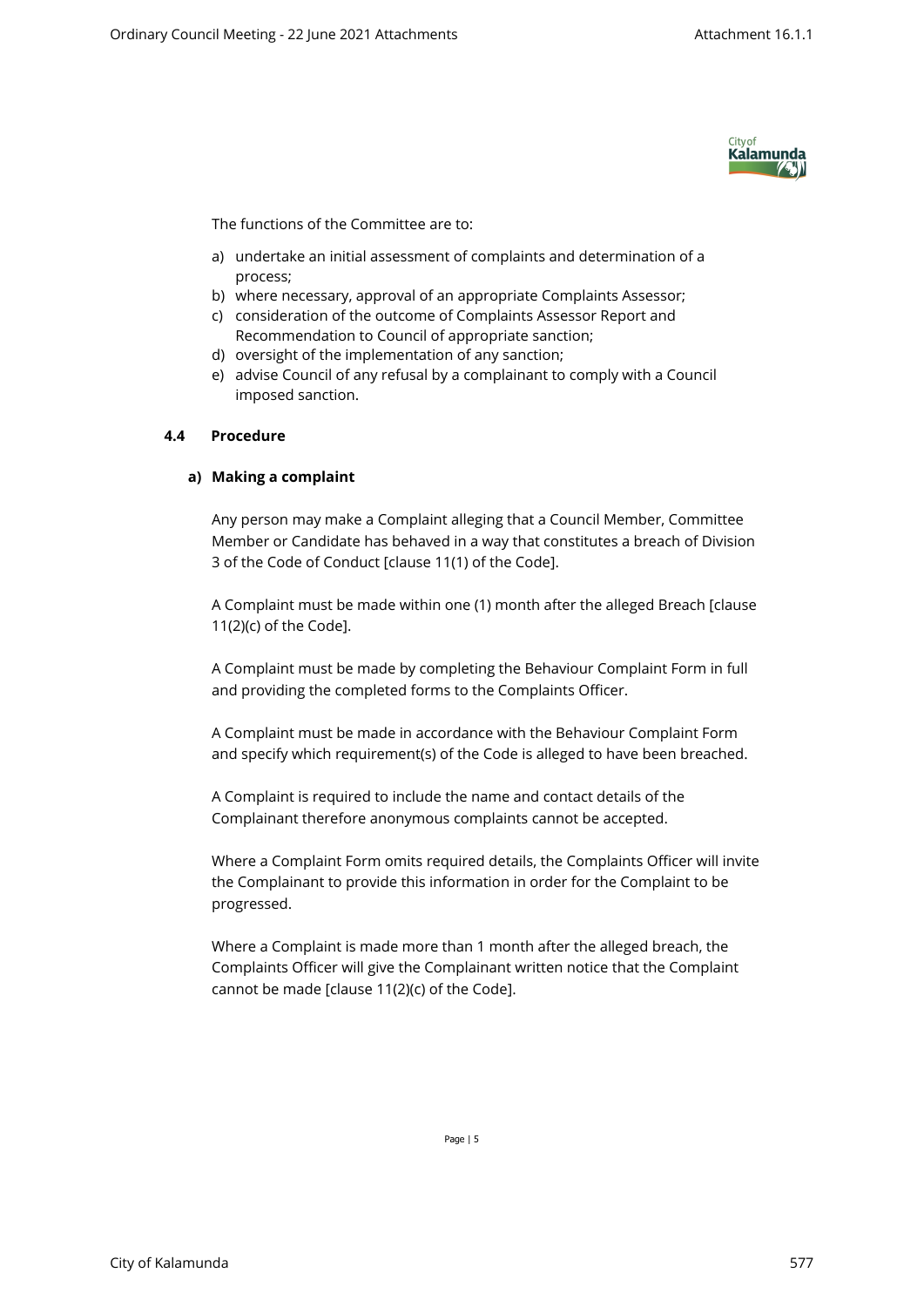The functions of the Committee are to:

a) undertake an initial assessment of complaints and determination of a process;
b) where necessary, approval of an appropriate Complaints Assessor;
c) consideration of the outcome of Complaints Assessor Report and Recommendation to Council of appropriate sanction;
d) oversight of the implementation of any sanction;
e) advise Council of any refusal by a complainant to comply with a Council imposed sanction.

### 4.4 Procedure

#### a) Making a complaint

Any person may make a Complaint alleging that a Council Member, Committee Member or Candidate has behaved in a way that constitutes a breach of Division 3 of the Code of Conduct [clause 11(1) of the Code].

A Complaint must be made within one (1) month after the alleged Breach [clause 11(2)(c) of the Code].

A Complaint must be made by completing the Behaviour Complaint Form in full and providing the completed forms to the Complaints Officer.

A Complaint must be made in accordance with the Behaviour Complaint Form and specify which requirement(s) of the Code is alleged to have been breached.

A Complaint is required to include the name and contact details of the Complainant therefore anonymous complaints cannot be accepted.

Where a Complaint Form omits required details, the Complaints Officer will invite the Complainant to provide this information in order for the Complaint to be progressed.

Where a Complaint is made more than 1 month after the alleged breach, the Complaints Officer will give the Complainant written notice that the Complaint cannot be made [clause 11(2)(c) of the Code].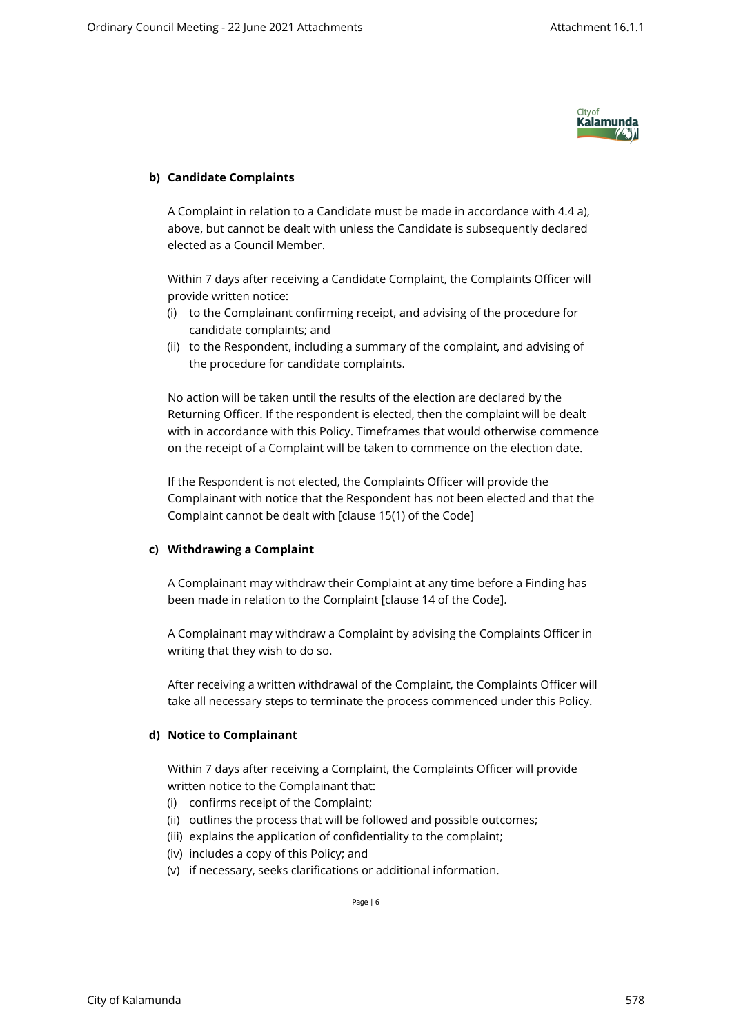**b) Candidate Complaints**

A Complaint in relation to a Candidate must be made in accordance with 4.4 a), above, but cannot be dealt with unless the Candidate is subsequently declared elected as a Council Member.

Within 7 days after receiving a Candidate Complaint, the Complaints Officer will provide written notice:

(i) to the Complainant confirming receipt, and advising of the procedure for candidate complaints; and
(ii) to the Respondent, including a summary of the complaint, and advising of the procedure for candidate complaints.

No action will be taken until the results of the election are declared by the Returning Officer. If the respondent is elected, then the complaint will be dealt with in accordance with this Policy. Timeframes that would otherwise commence on the receipt of a Complaint will be taken to commence on the election date.

If the Respondent is not elected, the Complaints Officer will provide the Complainant with notice that the Respondent has not been elected and that the Complaint cannot be dealt with [clause 15(1) of the Code]

**c) Withdrawing a Complaint**

A Complainant may withdraw their Complaint at any time before a Finding has been made in relation to the Complaint [clause 14 of the Code].

A Complainant may withdraw a Complaint by advising the Complaints Officer in writing that they wish to do so.

After receiving a written withdrawal of the Complaint, the Complaints Officer will take all necessary steps to terminate the process commenced under this Policy.

**d) Notice to Complainant**

Within 7 days after receiving a Complaint, the Complaints Officer will provide written notice to the Complainant that:

(i) confirms receipt of the Complaint;
(ii) outlines the process that will be followed and possible outcomes;
(iii) explains the application of confidentiality to the complaint;
(iv) includes a copy of this Policy; and
(v) if necessary, seeks clarifications or additional information.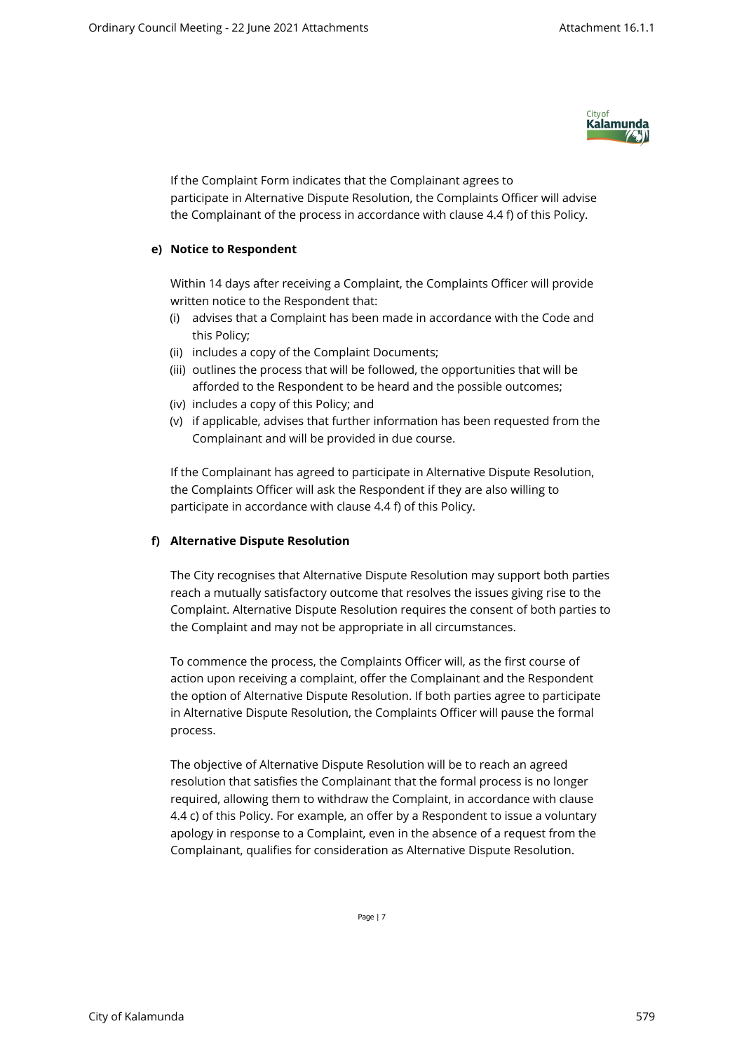If the Complaint Form indicates that the Complainant agrees to participate in Alternative Dispute Resolution, the Complaints Officer will advise the Complainant of the process in accordance with clause 4.4 f) of this Policy.

**e) Notice to Respondent**

Within 14 days after receiving a Complaint, the Complaints Officer will provide written notice to the Respondent that:

(i) advises that a Complaint has been made in accordance with the Code and this Policy;
(ii) includes a copy of the Complaint Documents;
(iii) outlines the process that will be followed, the opportunities that will be afforded to the Respondent to be heard and the possible outcomes;
(iv) includes a copy of this Policy; and
(v) if applicable, advises that further information has been requested from the Complainant and will be provided in due course.

If the Complainant has agreed to participate in Alternative Dispute Resolution, the Complaints Officer will ask the Respondent if they are also willing to participate in accordance with clause 4.4 f) of this Policy.

**f) Alternative Dispute Resolution**

The City recognises that Alternative Dispute Resolution may support both parties reach a mutually satisfactory outcome that resolves the issues giving rise to the Complaint. Alternative Dispute Resolution requires the consent of both parties to the Complaint and may not be appropriate in all circumstances.

To commence the process, the Complaints Officer will, as the first course of action upon receiving a complaint, offer the Complainant and the Respondent the option of Alternative Dispute Resolution. If both parties agree to participate in Alternative Dispute Resolution, the Complaints Officer will pause the formal process.

The objective of Alternative Dispute Resolution will be to reach an agreed resolution that satisfies the Complainant that the formal process is no longer required, allowing them to withdraw the Complaint, in accordance with clause 4.4 c) of this Policy. For example, an offer by a Respondent to issue a voluntary apology in response to a Complaint, even in the absence of a request from the Complainant, qualifies for consideration as Alternative Dispute Resolution.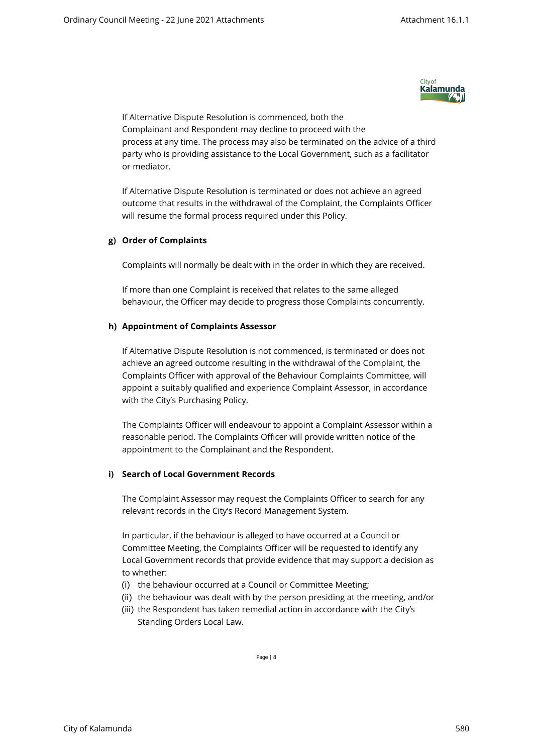If Alternative Dispute Resolution is commenced, both the Complainant and Respondent may decline to proceed with the process at any time. The process may also be terminated on the advice of a third party who is providing assistance to the Local Government, such as a facilitator or mediator.

If Alternative Dispute Resolution is terminated or does not achieve an agreed outcome that results in the withdrawal of the Complaint, the Complaints Officer will resume the formal process required under this Policy.

**g) Order of Complaints**

Complaints will normally be dealt with in the order in which they are received.

If more than one Complaint is received that relates to the same alleged behaviour, the Officer may decide to progress those Complaints concurrently.

**h) Appointment of Complaints Assessor**

If Alternative Dispute Resolution is not commenced, is terminated or does not achieve an agreed outcome resulting in the withdrawal of the Complaint, the Complaints Officer with approval of the Behaviour Complaints Committee, will appoint a suitably qualified and experience Complaint Assessor, in accordance with the City's Purchasing Policy.

The Complaints Officer will endeavour to appoint a Complaint Assessor within a reasonable period. The Complaints Officer will provide written notice of the appointment to the Complainant and the Respondent.

**i) Search of Local Government Records**

The Complaint Assessor may request the Complaints Officer to search for any relevant records in the City's Record Management System.

In particular, if the behaviour is alleged to have occurred at a Council or Committee Meeting, the Complaints Officer will be requested to identify any Local Government records that provide evidence that may support a decision as to whether:

(i) the behaviour occurred at a Council or Committee Meeting;
(ii) the behaviour was dealt with by the person presiding at the meeting, and/or
(iii) the Respondent has taken remedial action in accordance with the City's Standing Orders Local Law.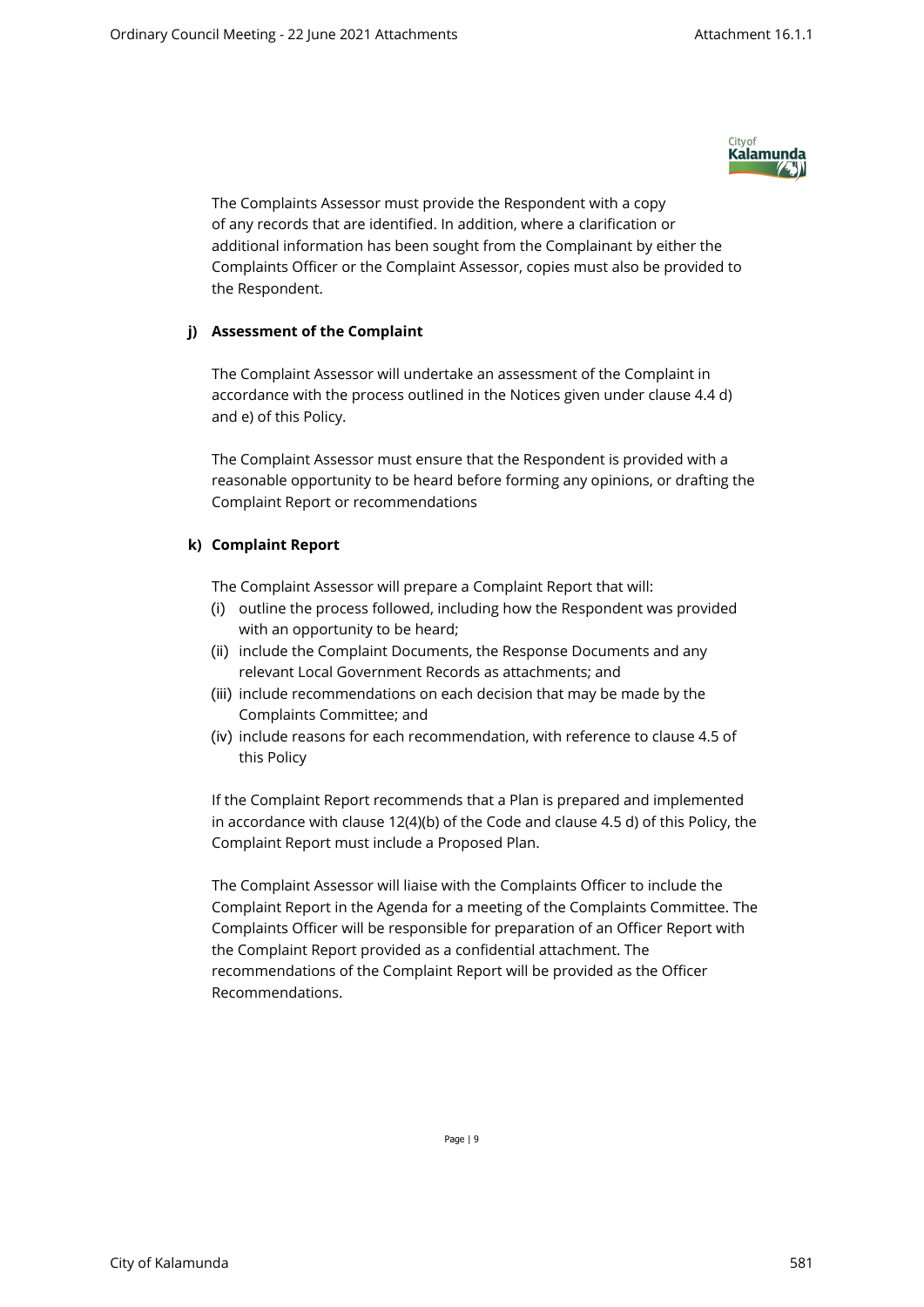The Complaints Assessor must provide the Respondent with a copy of any records that are identified. In addition, where a clarification or additional information has been sought from the Complainant by either the Complaints Officer or the Complaint Assessor, copies must also be provided to the Respondent.

**j) Assessment of the Complaint**

The Complaint Assessor will undertake an assessment of the Complaint in accordance with the process outlined in the Notices given under clause 4.4 d) and e) of this Policy.

The Complaint Assessor must ensure that the Respondent is provided with a reasonable opportunity to be heard before forming any opinions, or drafting the Complaint Report or recommendations

**k) Complaint Report**

The Complaint Assessor will prepare a Complaint Report that will:

(i) outline the process followed, including how the Respondent was provided with an opportunity to be heard;
(ii) include the Complaint Documents, the Response Documents and any relevant Local Government Records as attachments; and
(iii) include recommendations on each decision that may be made by the Complaints Committee; and
(iv) include reasons for each recommendation, with reference to clause 4.5 of this Policy

If the Complaint Report recommends that a Plan is prepared and implemented in accordance with clause 12(4)(b) of the Code and clause 4.5 d) of this Policy, the Complaint Report must include a Proposed Plan.

The Complaint Assessor will liaise with the Complaints Officer to include the Complaint Report in the Agenda for a meeting of the Complaints Committee. The Complaints Officer will be responsible for preparation of an Officer Report with the Complaint Report provided as a confidential attachment. The recommendations of the Complaint Report will be provided as the Officer Recommendations.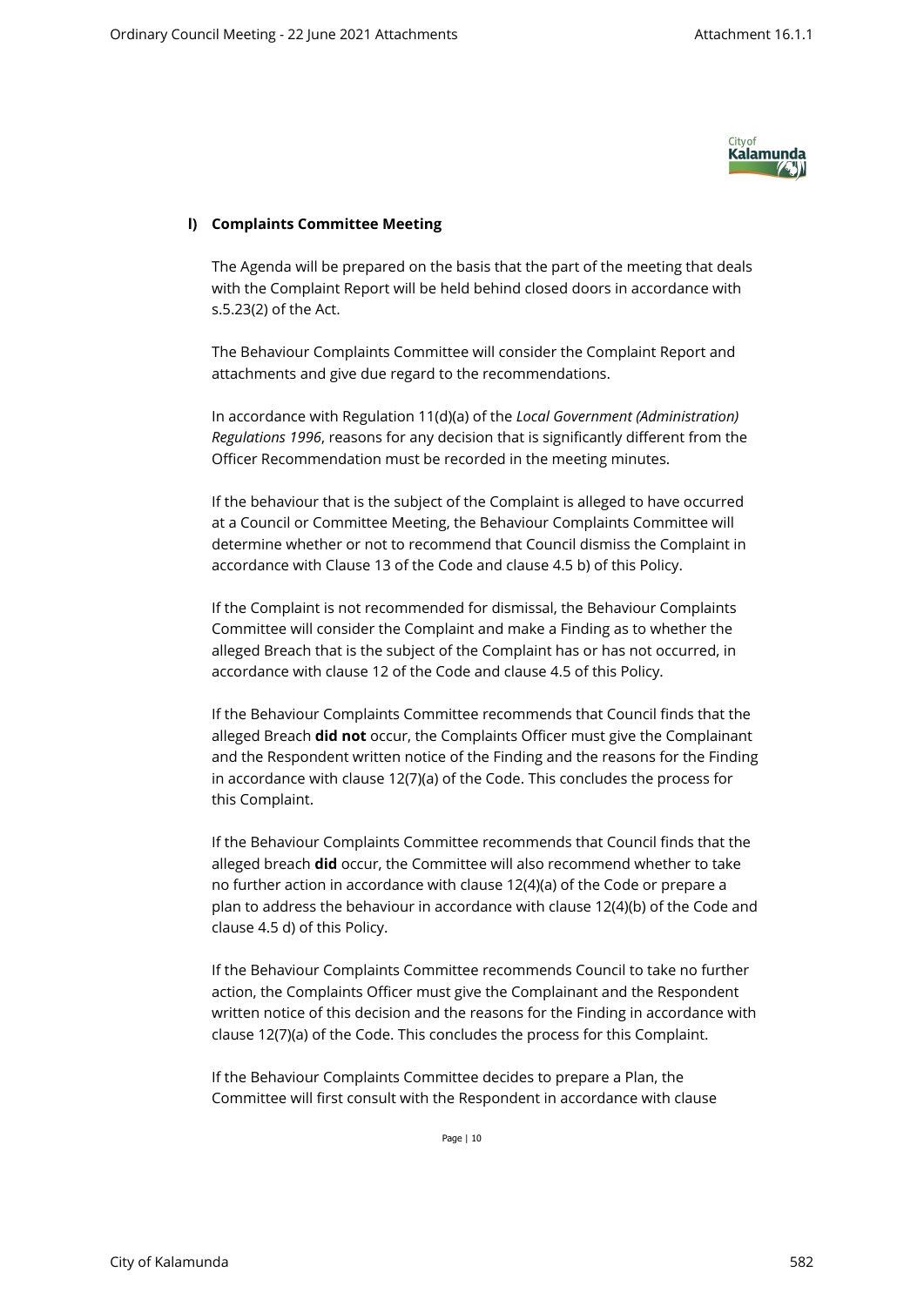**l) Complaints Committee Meeting**

The Agenda will be prepared on the basis that the part of the meeting that deals with the Complaint Report will be held behind closed doors in accordance with s.5.23(2) of the Act.

The Behaviour Complaints Committee will consider the Complaint Report and attachments and give due regard to the recommendations.

In accordance with Regulation 11(d)(a) of the *Local Government (Administration) Regulations 1996*, reasons for any decision that is significantly different from the Officer Recommendation must be recorded in the meeting minutes.

If the behaviour that is the subject of the Complaint is alleged to have occurred at a Council or Committee Meeting, the Behaviour Complaints Committee will determine whether or not to recommend that Council dismiss the Complaint in accordance with Clause 13 of the Code and clause 4.5 b) of this Policy.

If the Complaint is not recommended for dismissal, the Behaviour Complaints Committee will consider the Complaint and make a Finding as to whether the alleged Breach that is the subject of the Complaint has or has not occurred, in accordance with clause 12 of the Code and clause 4.5 of this Policy.

If the Behaviour Complaints Committee recommends that Council finds that the alleged Breach **did not** occur, the Complaints Officer must give the Complainant and the Respondent written notice of the Finding and the reasons for the Finding in accordance with clause 12(7)(a) of the Code. This concludes the process for this Complaint.

If the Behaviour Complaints Committee recommends that Council finds that the alleged breach **did** occur, the Committee will also recommend whether to take no further action in accordance with clause 12(4)(a) of the Code or prepare a plan to address the behaviour in accordance with clause 12(4)(b) of the Code and clause 4.5 d) of this Policy.

If the Behaviour Complaints Committee recommends Council to take no further action, the Complaints Officer must give the Complainant and the Respondent written notice of this decision and the reasons for the Finding in accordance with clause 12(7)(a) of the Code. This concludes the process for this Complaint.

If the Behaviour Complaints Committee decides to prepare a Plan, the Committee will first consult with the Respondent in accordance with clause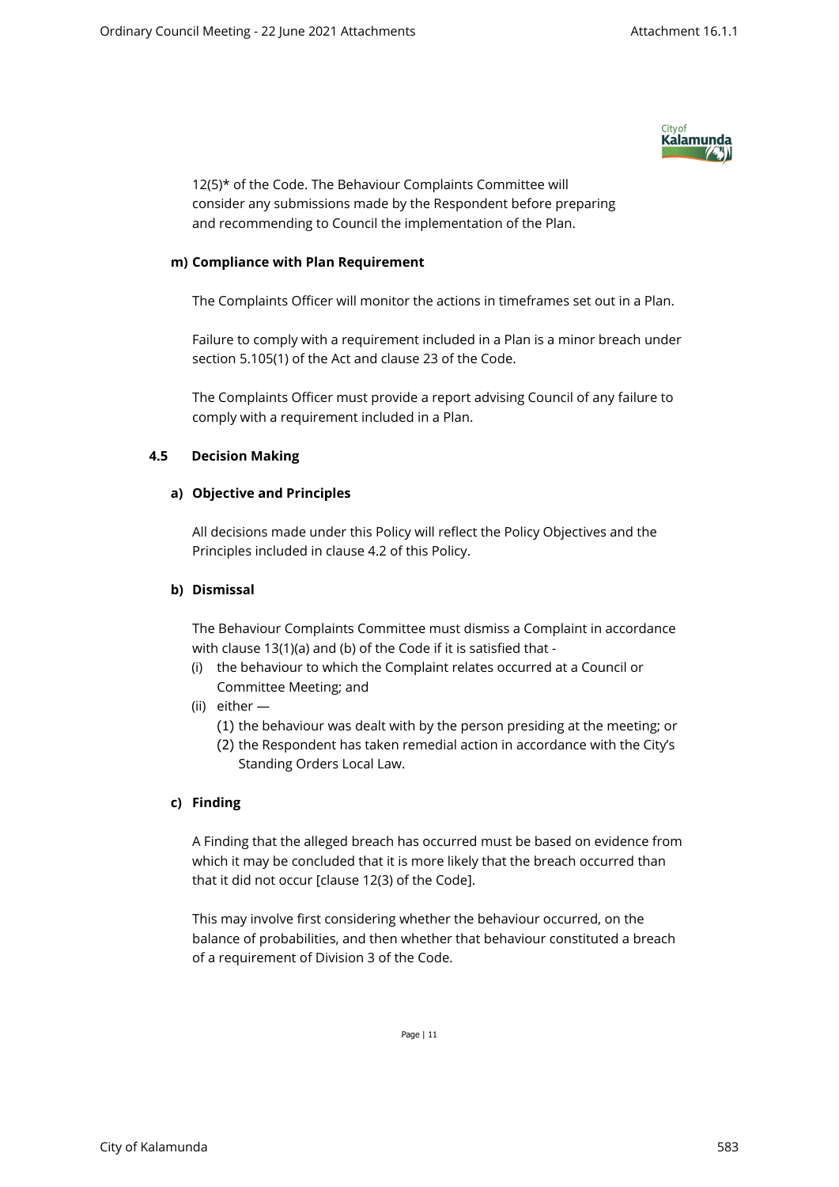12(5)* of the Code. The Behaviour Complaints Committee will consider any submissions made by the Respondent before preparing and recommending to Council the implementation of the Plan.

**m) Compliance with Plan Requirement**

The Complaints Officer will monitor the actions in timeframes set out in a Plan.

Failure to comply with a requirement included in a Plan is a minor breach under section 5.105(1) of the Act and clause 23 of the Code.

The Complaints Officer must provide a report advising Council of any failure to comply with a requirement included in a Plan.

### 4.5 Decision Making

**a) Objective and Principles**

All decisions made under this Policy will reflect the Policy Objectives and the Principles included in clause 4.2 of this Policy.

**b) Dismissal**

The Behaviour Complaints Committee must dismiss a Complaint in accordance with clause 13(1)(a) and (b) of the Code if it is satisfied that -

(i) the behaviour to which the Complaint relates occurred at a Council or Committee Meeting; and

(ii) either —

  (1) the behaviour was dealt with by the person presiding at the meeting; or

  (2) the Respondent has taken remedial action in accordance with the City's Standing Orders Local Law.

**c) Finding**

A Finding that the alleged breach has occurred must be based on evidence from which it may be concluded that it is more likely that the breach occurred than that it did not occur [clause 12(3) of the Code].

This may involve first considering whether the behaviour occurred, on the balance of probabilities, and then whether that behaviour constituted a breach of a requirement of Division 3 of the Code.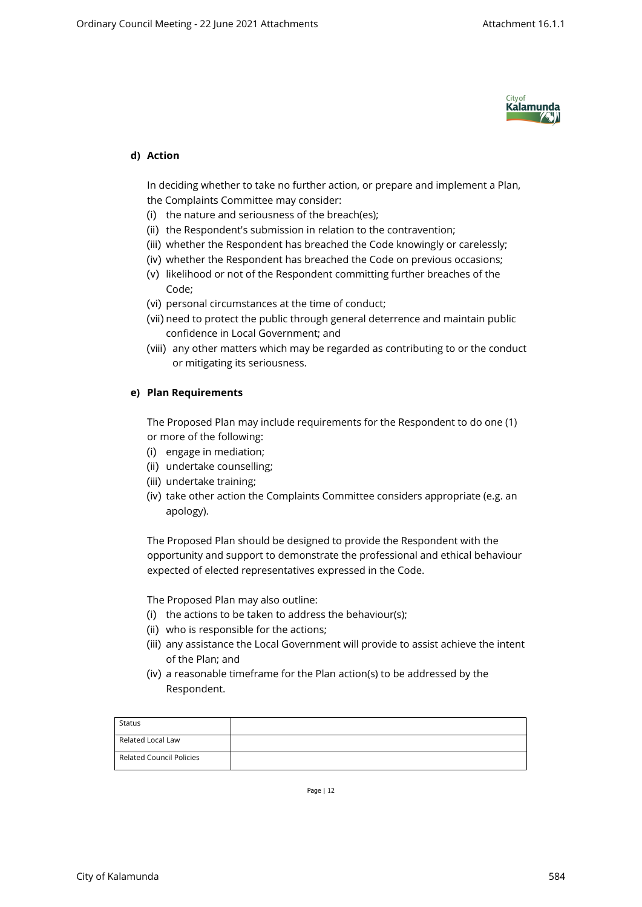**d) Action**

In deciding whether to take no further action, or prepare and implement a Plan, the Complaints Committee may consider:

(i) the nature and seriousness of the breach(es);
(ii) the Respondent's submission in relation to the contravention;
(iii) whether the Respondent has breached the Code knowingly or carelessly;
(iv) whether the Respondent has breached the Code on previous occasions;
(v) likelihood or not of the Respondent committing further breaches of the Code;
(vi) personal circumstances at the time of conduct;
(vii) need to protect the public through general deterrence and maintain public confidence in Local Government; and
(viii) any other matters which may be regarded as contributing to or the conduct or mitigating its seriousness.

**e) Plan Requirements**

The Proposed Plan may include requirements for the Respondent to do one (1) or more of the following:

(i) engage in mediation;
(ii) undertake counselling;
(iii) undertake training;
(iv) take other action the Complaints Committee considers appropriate (e.g. an apology).

The Proposed Plan should be designed to provide the Respondent with the opportunity and support to demonstrate the professional and ethical behaviour expected of elected representatives expressed in the Code.

The Proposed Plan may also outline:

(i) the actions to be taken to address the behaviour(s);
(ii) who is responsible for the actions;
(iii) any assistance the Local Government will provide to assist achieve the intent of the Plan; and
(iv) a reasonable timeframe for the Plan action(s) to be addressed by the Respondent.

| Status | |
|---|---|
| Related Local Law | |
| Related Council Policies | |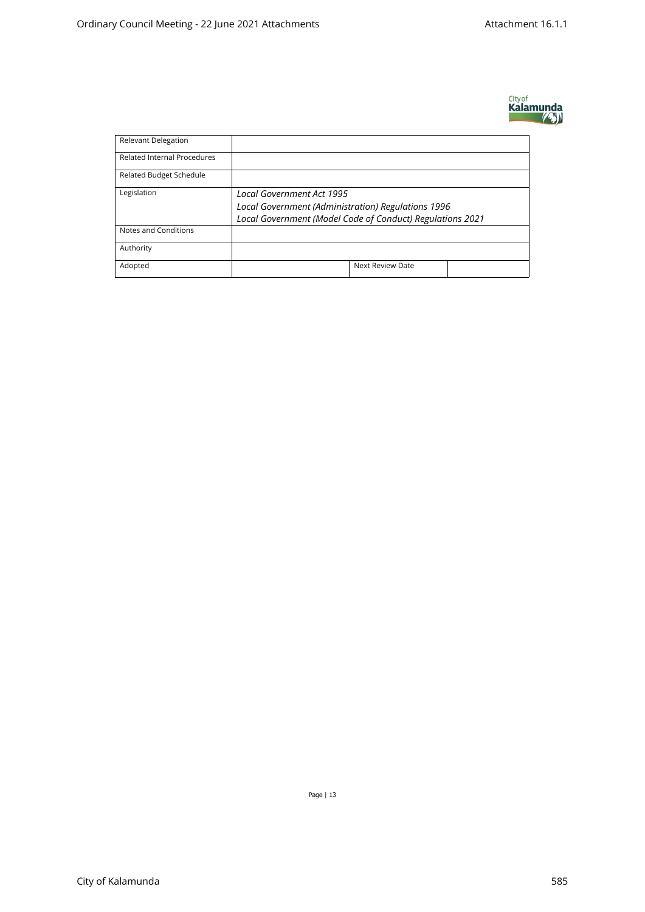| | | | |
|---|---|---|---|
| Relevant Delegation | | | |
| Related Internal Procedures | | | |
| Related Budget Schedule | | | |
| Legislation | *Local Government Act 1995*<br>*Local Government (Administration) Regulations 1996*<br>*Local Government (Model Code of Conduct) Regulations 2021* | | |
| Notes and Conditions | | | |
| Authority | | | |
| Adopted | | Next Review Date | |